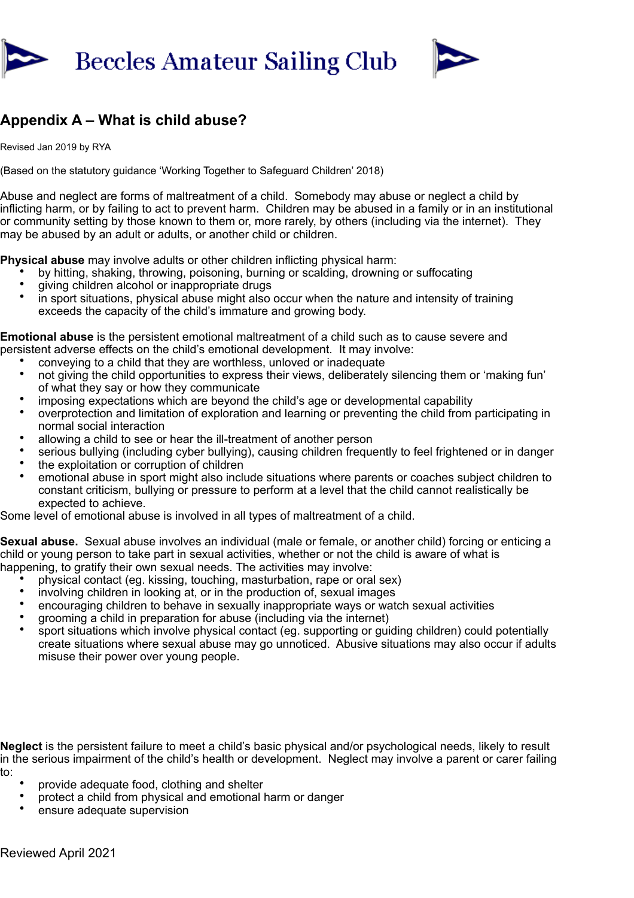# Beccles Amateur Sailing Club

## Appendix A – What is child abuse?

Revised Jan 2019 by RYA

(Based on the statutory guidance 'Working Together to Safeguard Children' 2018)

Abuse and neglect are forms of maltreatment of a child. Somebody may abuse or neglect a child by inflicting harm, or by failing to act to prevent harm. Children may be abused in a family or in an institutional or community setting by those known to them or, more rarely, by others (including via the internet). They may be abused by an adult or adults, or another child or children.

**Physical abuse** may involve adults or other children inflicting physical harm:

- by hitting, shaking, throwing, poisoning, burning or scalding, drowning or suffocating
- giving children alcohol or inappropriate drugs
- in sport situations, physical abuse might also occur when the nature and intensity of training exceeds the capacity of the child's immature and growing body.

**Emotional abuse** is the persistent emotional maltreatment of a child such as to cause severe and persistent adverse effects on the child's emotional development. It may involve:

- conveying to a child that they are worthless, unloved or inadequate
- not giving the child opportunities to express their views, deliberately silencing them or 'making fun' of what they say or how they communicate
- imposing expectations which are beyond the child's age or developmental capability
- overprotection and limitation of exploration and learning or preventing the child from participating in normal social interaction
- allowing a child to see or hear the ill-treatment of another person
- serious bullying (including cyber bullying), causing children frequently to feel frightened or in danger
- the exploitation or corruption of children
- emotional abuse in sport might also include situations where parents or coaches subject children to constant criticism, bullying or pressure to perform at a level that the child cannot realistically be expected to achieve.

Some level of emotional abuse is involved in all types of maltreatment of a child.

**Sexual abuse.** Sexual abuse involves an individual (male or female, or another child) forcing or enticing a child or young person to take part in sexual activities, whether or not the child is aware of what is happening, to gratify their own sexual needs. The activities may involve:

- physical contact (eg. kissing, touching, masturbation, rape or oral sex)
- involving children in looking at, or in the production of, sexual images
- encouraging children to behave in sexually inappropriate ways or watch sexual activities
- grooming a child in preparation for abuse (including via the internet)
- sport situations which involve physical contact (eg. supporting or guiding children) could potentially create situations where sexual abuse may go unnoticed. Abusive situations may also occur if adults misuse their power over young people.

**Neglect** is the persistent failure to meet a child's basic physical and/or psychological needs, likely to result in the serious impairment of the child's health or development. Neglect may involve a parent or carer failing to:

- provide adequate food, clothing and shelter
- protect a child from physical and emotional harm or danger
- ensure adequate supervision

Reviewed April 2021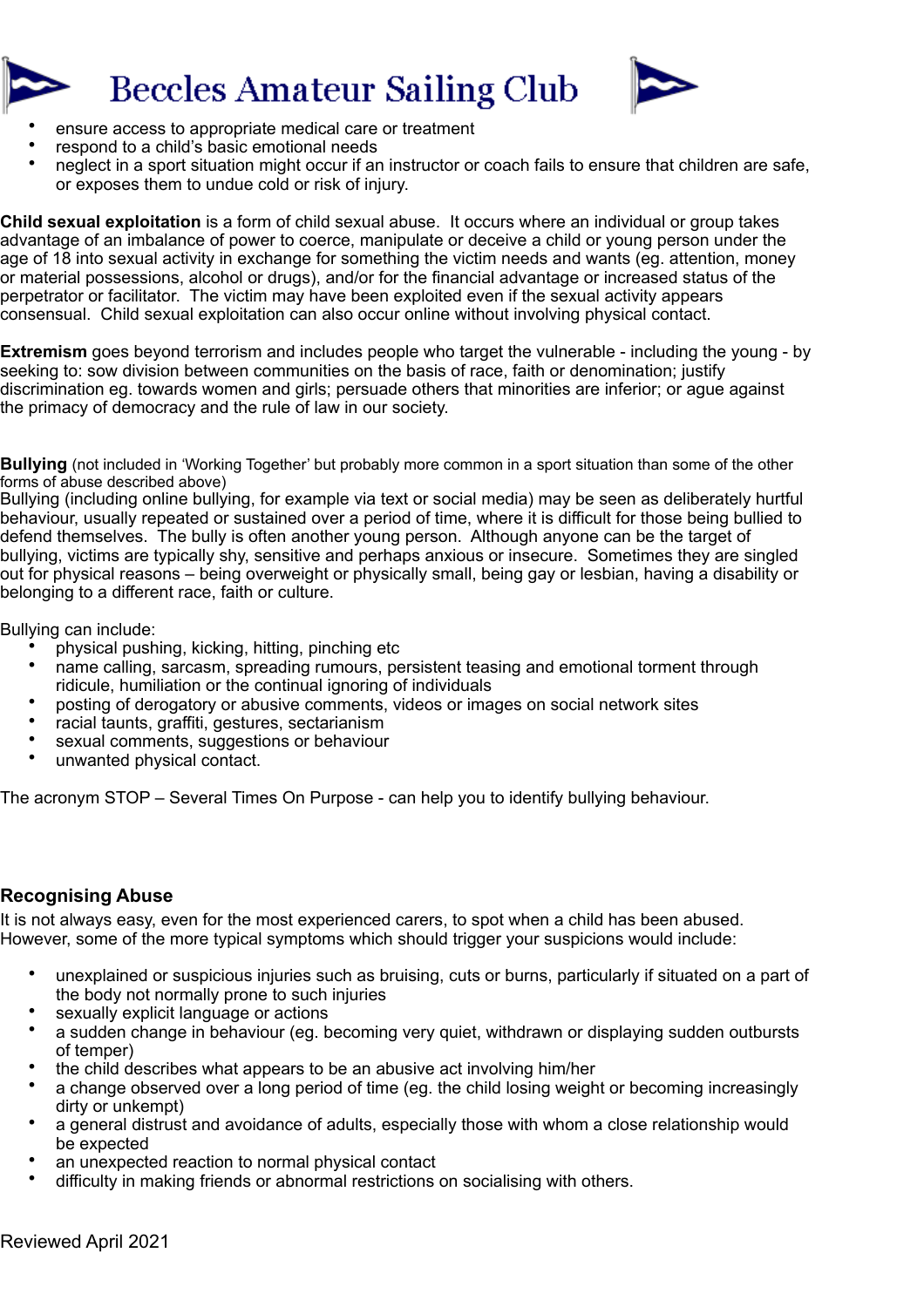- ensure access to appropriate medical care or treatment
- respond to a child's basic emotional needs
- neglect in a sport situation might occur if an instructor or coach fails to ensure that children are safe, or exposes them to undue cold or risk of injury.

**Child sexual exploitation** is a form of child sexual abuse. It occurs where an individual or group takes advantage of an imbalance of power to coerce, manipulate or deceive a child or young person under the age of 18 into sexual activity in exchange for something the victim needs and wants (eg. attention, money or material possessions, alcohol or drugs), and/or for the financial advantage or increased status of the perpetrator or facilitator. The victim may have been exploited even if the sexual activity appears consensual. Child sexual exploitation can also occur online without involving physical contact.

**Extremism** goes beyond terrorism and includes people who target the vulnerable - including the young - by seeking to: sow division between communities on the basis of race, faith or denomination; justify discrimination eg. towards women and girls; persuade others that minorities are inferior; or ague against the primacy of democracy and the rule of law in our society.

**Bullying** (not included in 'Working Together' but probably more common in a sport situation than some of the other forms of abuse described above)

Bullying (including online bullying, for example via text or social media) may be seen as deliberately hurtful behaviour, usually repeated or sustained over a period of time, where it is difficult for those being bullied to defend themselves. The bully is often another young person. Although anyone can be the target of bullying, victims are typically shy, sensitive and perhaps anxious or insecure. Sometimes they are singled out for physical reasons – being overweight or physically small, being gay or lesbian, having a disability or belonging to a different race, faith or culture.

Bullying can include:

- physical pushing, kicking, hitting, pinching etc
- name calling, sarcasm, spreading rumours, persistent teasing and emotional torment through ridicule, humiliation or the continual ignoring of individuals
- posting of derogatory or abusive comments, videos or images on social network sites
- racial taunts, graffiti, gestures, sectarianism
- sexual comments, suggestions or behaviour
- unwanted physical contact.

The acronym STOP – Several Times On Purpose - can help you to identify bullying behaviour.

## Recognising Abuse

It is not always easy, even for the most experienced carers, to spot when a child has been abused. However, some of the more typical symptoms which should trigger your suspicions would include:

- unexplained or suspicious injuries such as bruising, cuts or burns, particularly if situated on a part of the body not normally prone to such injuries
- sexually explicit language or actions
- a sudden change in behaviour (eg. becoming very quiet, withdrawn or displaying sudden outbursts of temper)
- the child describes what appears to be an abusive act involving him/her
- a change observed over a long period of time (eg. the child losing weight or becoming increasingly dirty or unkempt)
- a general distrust and avoidance of adults, especially those with whom a close relationship would be expected
- an unexpected reaction to normal physical contact
- difficulty in making friends or abnormal restrictions on socialising with others.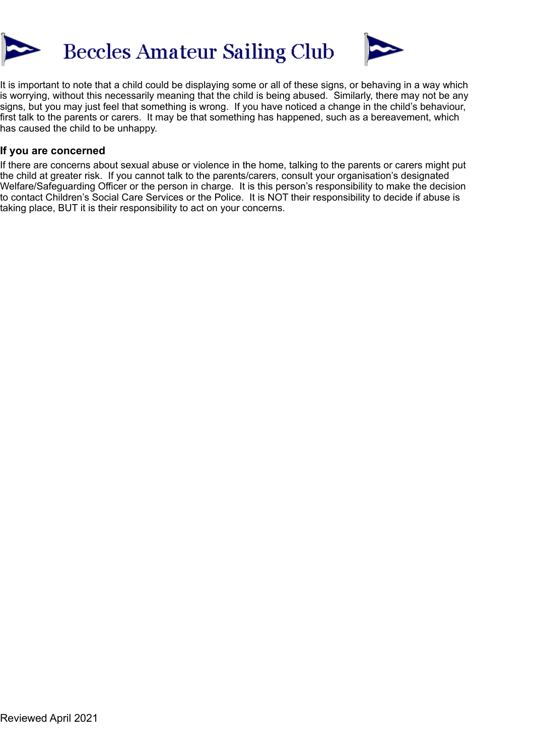It is important to note that a child could be displaying some or all of these signs, or behaving in a way which is worrying, without this necessarily meaning that the child is being abused. Similarly, there may not be any signs, but you may just feel that something is wrong. If you have noticed a change in the child's behaviour, first talk to the parents or carers. It may be that something has happened, such as a bereavement, which has caused the child to be unhappy.

### If you are concerned

If there are concerns about sexual abuse or violence in the home, talking to the parents or carers might put the child at greater risk. If you cannot talk to the parents/carers, consult your organisation's designated Welfare/Safeguarding Officer or the person in charge. It is this person's responsibility to make the decision to contact Children's Social Care Services or the Police. It is NOT their responsibility to decide if abuse is taking place, BUT it is their responsibility to act on your concerns.